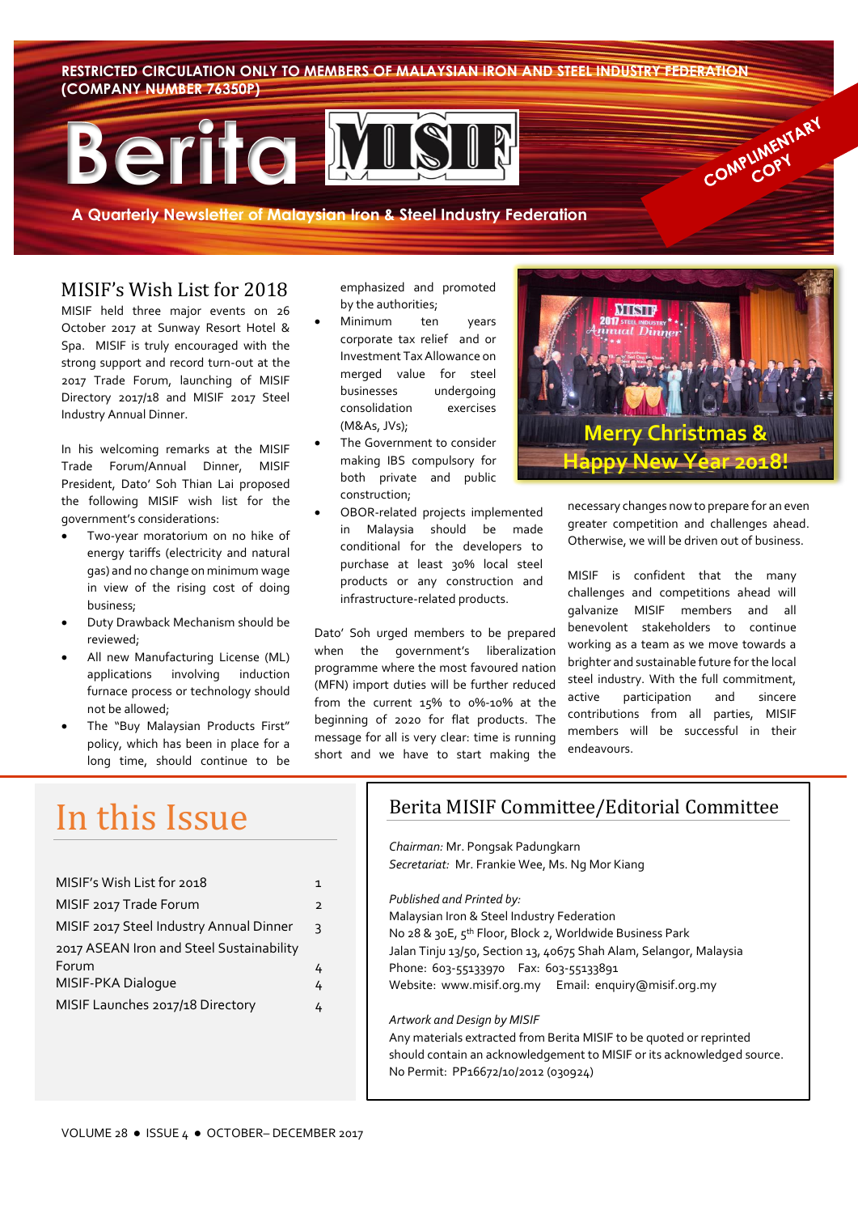RESTRICTED CIRCULATION ONLY TO MEMBERS OF MALAYSIAN IRON AND STEEL INDUSTRY FEDERATION (COMPANY NUMBER 76350P)

# Berita MISIF

COMPLIMENTARY COPY

A Quarterly Newsletter of Malaysian Iron & Steel Industry Federation

## MISIF's Wish List for 2018

MISIF held three major events on 26 October 2017 at Sunway Resort Hotel & Spa. MISIF is truly encouraged with the strong support and record turn-out at the 2017 Trade Forum, launching of MISIF Directory 2017/18 and MISIF 2017 Steel Industry Annual Dinner.

In his welcoming remarks at the MISIF Trade Forum/Annual Dinner, MISIF President, Dato' Soh Thian Lai proposed the following MISIF wish list for the government's considerations:

- Two-year moratorium on no hike of energy tariffs (electricity and natural gas) and no change on minimum wage in view of the rising cost of doing business;
- Duty Drawback Mechanism should be reviewed;
- All new Manufacturing License (ML) applications involving induction furnace process or technology should not be allowed;
- The "Buy Malaysian Products First" policy, which has been in place for a long time, should continue to be emphasized and promoted by the authorities;
- Minimum ten years corporate tax relief and or Investment Tax Allowance on merged value for steel businesses undergoing consolidation exercises (M&As, JVs);
- The Government to consider making IBS compulsory for both private and public construction;
- OBOR-related projects implemented in Malaysia should be made conditional for the developers to purchase at least 30% local steel products or any construction and infrastructure-related products.

Dato' Soh urged members to be prepared when the government's liberalization programme where the most favoured nation (MFN) import duties will be further reduced from the current 15% to 0%-10% at the beginning of 2020 for flat products. The message for all is very clear: time is running short and we have to start making the necessary changes now to prepare for an even greater competition and challenges ahead. Otherwise, we will be driven out of business.

MISIF is confident that the many challenges and competitions ahead will galvanize MISIF members and all benevolent stakeholders to continue working as a team as we move towards a brighter and sustainable future for the local steel industry. With the full commitment, active participation and sincere contributions from all parties, MISIF members will be successful in their endeavours.

Merry Christmas & Happy New Year 2018!

## In this Issue

| | |
|---|---|
| MISIF's Wish List for 2018 | 1 |
| MISIF 2017 Trade Forum | 2 |
| MISIF 2017 Steel Industry Annual Dinner | 3 |
| 2017 ASEAN Iron and Steel Sustainability Forum | 4 |
| MISIF-PKA Dialogue | 4 |
| MISIF Launches 2017/18 Directory | 4 |

## Berita MISIF Committee/Editorial Committee

*Chairman:* Mr. Pongsak Padungkarn
*Secretariat:* Mr. Frankie Wee, Ms. Ng Mor Kiang

*Published and Printed by:*
Malaysian Iron & Steel Industry Federation
No 28 & 30E, 5th Floor, Block 2, Worldwide Business Park
Jalan Tinju 13/50, Section 13, 40675 Shah Alam, Selangor, Malaysia
Phone: 603-55133970 Fax: 603-55133891
Website: www.misif.org.my Email: enquiry@misif.org.my

*Artwork and Design by MISIF*
Any materials extracted from Berita MISIF to be quoted or reprinted should contain an acknowledgement to MISIF or its acknowledged source.
No Permit: PP16672/10/2012 (030924)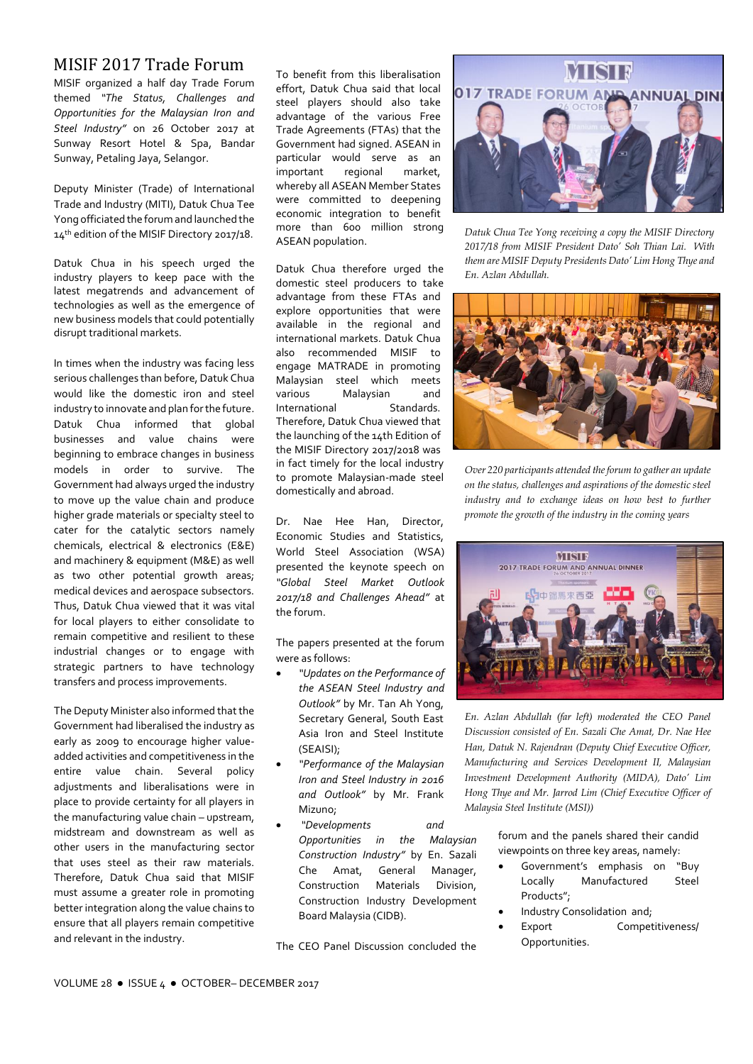# MISIF 2017 Trade Forum

MISIF organized a half day Trade Forum themed *"The Status, Challenges and Opportunities for the Malaysian Iron and Steel Industry"* on 26 October 2017 at Sunway Resort Hotel & Spa, Bandar Sunway, Petaling Jaya, Selangor.

Deputy Minister (Trade) of International Trade and Industry (MITI), Datuk Chua Tee Yong officiated the forum and launched the 14th edition of the MISIF Directory 2017/18.

Datuk Chua in his speech urged the industry players to keep pace with the latest megatrends and advancement of technologies as well as the emergence of new business models that could potentially disrupt traditional markets.

In times when the industry was facing less serious challenges than before, Datuk Chua would like the domestic iron and steel industry to innovate and plan for the future. Datuk Chua informed that global businesses and value chains were beginning to embrace changes in business models in order to survive. The Government had always urged the industry to move up the value chain and produce higher grade materials or specialty steel to cater for the catalytic sectors namely chemicals, electrical & electronics (E&E) and machinery & equipment (M&E) as well as two other potential growth areas; medical devices and aerospace subsectors. Thus, Datuk Chua viewed that it was vital for local players to either consolidate to remain competitive and resilient to these industrial changes or to engage with strategic partners to have technology transfers and process improvements.

The Deputy Minister also informed that the Government had liberalised the industry as early as 2009 to encourage higher value-added activities and competitiveness in the entire value chain. Several policy adjustments and liberalisations were in place to provide certainty for all players in the manufacturing value chain – upstream, midstream and downstream as well as other users in the manufacturing sector that uses steel as their raw materials. Therefore, Datuk Chua said that MISIF must assume a greater role in promoting better integration along the value chains to ensure that all players remain competitive and relevant in the industry.

To benefit from this liberalisation effort, Datuk Chua said that local steel players should also take advantage of the various Free Trade Agreements (FTAs) that the Government had signed. ASEAN in particular would serve as an important regional market, whereby all ASEAN Member States were committed to deepening economic integration to benefit more than 600 million strong ASEAN population.

Datuk Chua therefore urged the domestic steel producers to take advantage from these FTAs and explore opportunities that were available in the regional and international markets. Datuk Chua also recommended MISIF to engage MATRADE in promoting Malaysian steel which meets various Malaysian and International Standards. Therefore, Datuk Chua viewed that the launching of the 14th Edition of the MISIF Directory 2017/2018 was in fact timely for the local industry to promote Malaysian-made steel domestically and abroad.

Dr. Nae Hee Han, Director, Economic Studies and Statistics, World Steel Association (WSA) presented the keynote speech on *"Global Steel Market Outlook 2017/18 and Challenges Ahead"* at the forum.

The papers presented at the forum were as follows:

- *"Updates on the Performance of the ASEAN Steel Industry and Outlook"* by Mr. Tan Ah Yong, Secretary General, South East Asia Iron and Steel Institute (SEAISI);
- *"Performance of the Malaysian Iron and Steel Industry in 2016 and Outlook"* by Mr. Frank Mizuno;
- *"Developments and Opportunities in the Malaysian Construction Industry"* by En. Sazali Che Amat, General Manager, Construction Materials Division, Construction Industry Development Board Malaysia (CIDB).

The CEO Panel Discussion concluded the forum and the panels shared their candid viewpoints on three key areas, namely:

- Government's emphasis on "Buy Locally Manufactured Steel Products";
- Industry Consolidation and;
- Export Competitiveness/ Opportunities.

*Datuk Chua Tee Yong receiving a copy the MISIF Directory 2017/18 from MISIF President Dato' Soh Thian Lai. With them are MISIF Deputy Presidents Dato' Lim Hong Thye and En. Azlan Abdullah.*

*Over 220 participants attended the forum to gather an update on the status, challenges and aspirations of the domestic steel industry and to exchange ideas on how best to further promote the growth of the industry in the coming years*

*En. Azlan Abdullah (far left) moderated the CEO Panel Discussion consisted of En. Sazali Che Amat, Dr. Nae Hee Han, Datuk N. Rajendran (Deputy Chief Executive Officer, Manufacturing and Services Development II, Malaysian Investment Development Authority (MIDA), Dato' Lim Hong Thye and Mr. Jarrod Lim (Chief Executive Officer of Malaysia Steel Institute (MSI))*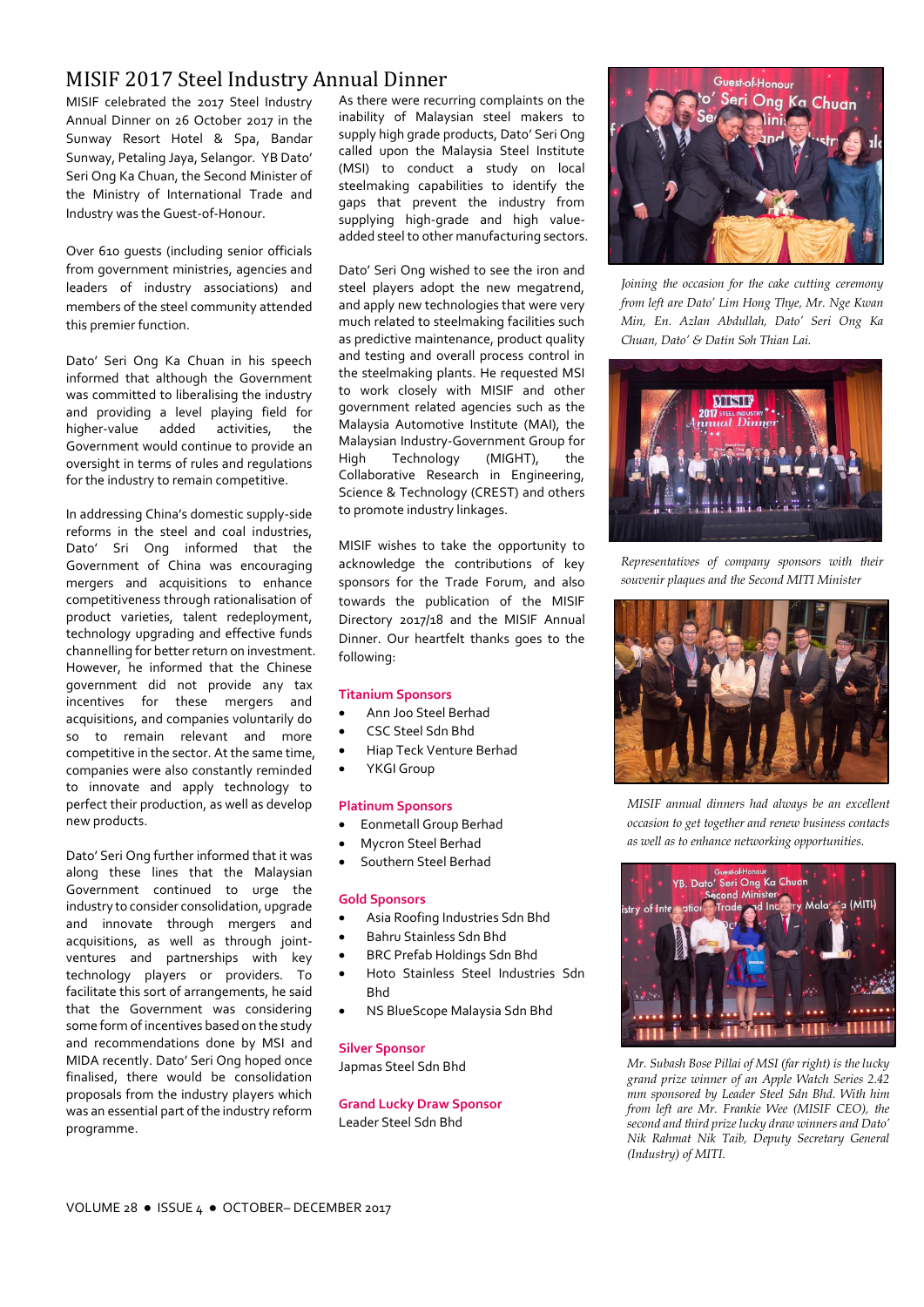# MISIF 2017 Steel Industry Annual Dinner

MISIF celebrated the 2017 Steel Industry Annual Dinner on 26 October 2017 in the Sunway Resort Hotel & Spa, Bandar Sunway, Petaling Jaya, Selangor. YB Dato' Seri Ong Ka Chuan, the Second Minister of the Ministry of International Trade and Industry was the Guest-of-Honour.

Over 610 guests (including senior officials from government ministries, agencies and leaders of industry associations) and members of the steel community attended this premier function.

Dato' Seri Ong Ka Chuan in his speech informed that although the Government was committed to liberalising the industry and providing a level playing field for higher-value added activities, the Government would continue to provide an oversight in terms of rules and regulations for the industry to remain competitive.

In addressing China's domestic supply-side reforms in the steel and coal industries, Dato' Sri Ong informed that the Government of China was encouraging mergers and acquisitions to enhance competitiveness through rationalisation of product varieties, talent redeployment, technology upgrading and effective funds channelling for better return on investment. However, he informed that the Chinese government did not provide any tax incentives for these mergers and acquisitions, and companies voluntarily do so to remain relevant and more competitive in the sector. At the same time, companies were also constantly reminded to innovate and apply technology to perfect their production, as well as develop new products.

Dato' Seri Ong further informed that it was along these lines that the Malaysian Government continued to urge the industry to consider consolidation, upgrade and innovate through mergers and acquisitions, as well as through joint-ventures and partnerships with key technology players or providers. To facilitate this sort of arrangements, he said that the Government was considering some form of incentives based on the study and recommendations done by MSI and MIDA recently. Dato' Seri Ong hoped once finalised, there would be consolidation proposals from the industry players which was an essential part of the industry reform programme.

As there were recurring complaints on the inability of Malaysian steel makers to supply high grade products, Dato' Seri Ong called upon the Malaysia Steel Institute (MSI) to conduct a study on local steelmaking capabilities to identify the gaps that prevent the industry from supplying high-grade and high value-added steel to other manufacturing sectors.

Dato' Seri Ong wished to see the iron and steel players adopt the new megatrend, and apply new technologies that were very much related to steelmaking facilities such as predictive maintenance, product quality and testing and overall process control in the steelmaking plants. He requested MSI to work closely with MISIF and other government related agencies such as the Malaysia Automotive Institute (MAI), the Malaysian Industry-Government Group for High Technology (MIGHT), the Collaborative Research in Engineering, Science & Technology (CREST) and others to promote industry linkages.

MISIF wishes to take the opportunity to acknowledge the contributions of key sponsors for the Trade Forum, and also towards the publication of the MISIF Directory 2017/18 and the MISIF Annual Dinner. Our heartfelt thanks goes to the following:

**Titanium Sponsors**

- Ann Joo Steel Berhad
- CSC Steel Sdn Bhd
- Hiap Teck Venture Berhad
- YKGI Group

**Platinum Sponsors**

- Eonmetall Group Berhad
- Mycron Steel Berhad
- Southern Steel Berhad

**Gold Sponsors**

- Asia Roofing Industries Sdn Bhd
- Bahru Stainless Sdn Bhd
- BRC Prefab Holdings Sdn Bhd
- Hoto Stainless Steel Industries Sdn Bhd
- NS BlueScope Malaysia Sdn Bhd

**Silver Sponsor**

Japmas Steel Sdn Bhd

**Grand Lucky Draw Sponsor**

Leader Steel Sdn Bhd

*Joining the occasion for the cake cutting ceremony from left are Dato' Lim Hong Thye, Mr. Nge Kwan Min, En. Azlan Abdullah, Dato' Seri Ong Ka Chuan, Dato' & Datin Soh Thian Lai.*

*Representatives of company sponsors with their souvenir plaques and the Second MITI Minister*

*MISIF annual dinners had always be an excellent occasion to get together and renew business contacts as well as to enhance networking opportunities.*

*Mr. Subash Bose Pillai of MSI (far right) is the lucky grand prize winner of an Apple Watch Series 2.42 mm sponsored by Leader Steel Sdn Bhd. With him from left are Mr. Frankie Wee (MISIF CEO), the second and third prize lucky draw winners and Dato' Nik Rahmat Nik Taib, Deputy Secretary General (Industry) of MITI.*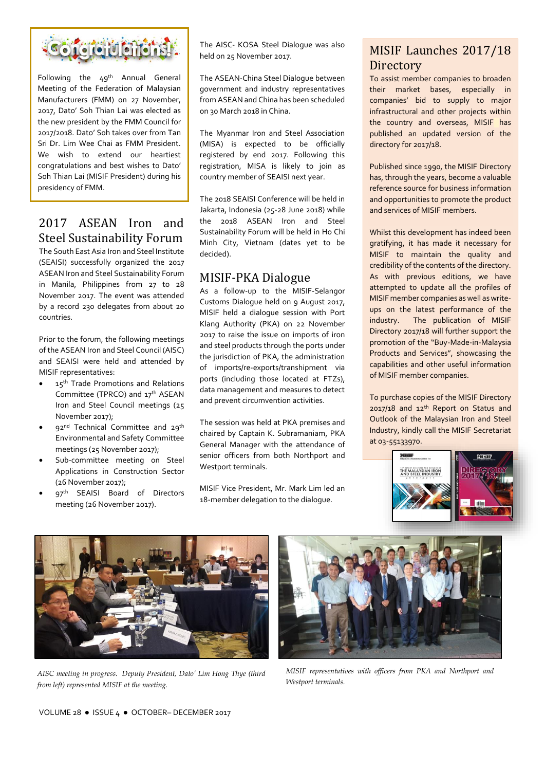# Congratulations!

Following the 49th Annual General Meeting of the Federation of Malaysian Manufacturers (FMM) on 27 November, 2017, Dato' Soh Thian Lai was elected as the new president by the FMM Council for 2017/2018. Dato' Soh takes over from Tan Sri Dr. Lim Wee Chai as FMM President. We wish to extend our heartiest congratulations and best wishes to Dato' Soh Thian Lai (MISIF President) during his presidency of FMM.

## 2017 ASEAN Iron and Steel Sustainability Forum

The South East Asia Iron and Steel Institute (SEAISI) successfully organized the 2017 ASEAN Iron and Steel Sustainability Forum in Manila, Philippines from 27 to 28 November 2017. The event was attended by a record 230 delegates from about 20 countries.

Prior to the forum, the following meetings of the ASEAN Iron and Steel Council (AISC) and SEAISI were held and attended by MISIF representatives:

- 15th Trade Promotions and Relations Committee (TPRCO) and 17th ASEAN Iron and Steel Council meetings (25 November 2017);
- 92nd Technical Committee and 29th Environmental and Safety Committee meetings (25 November 2017);
- Sub-committee meeting on Steel Applications in Construction Sector (26 November 2017);
- 97th SEAISI Board of Directors meeting (26 November 2017).

The AISC- KOSA Steel Dialogue was also held on 25 November 2017.

The ASEAN-China Steel Dialogue between government and industry representatives from ASEAN and China has been scheduled on 30 March 2018 in China.

The Myanmar Iron and Steel Association (MISA) is expected to be officially registered by end 2017. Following this registration, MISA is likely to join as country member of SEAISI next year.

The 2018 SEAISI Conference will be held in Jakarta, Indonesia (25-28 June 2018) while the 2018 ASEAN Iron and Steel Sustainability Forum will be held in Ho Chi Minh City, Vietnam (dates yet to be decided).

## MISIF-PKA Dialogue

As a follow-up to the MISIF-Selangor Customs Dialogue held on 9 August 2017, MISIF held a dialogue session with Port Klang Authority (PKA) on 22 November 2017 to raise the issue on imports of iron and steel products through the ports under the jurisdiction of PKA, the administration of imports/re-exports/transhipment via ports (including those located at FTZs), data management and measures to detect and prevent circumvention activities.

The session was held at PKA premises and chaired by Captain K. Subramaniam, PKA General Manager with the attendance of senior officers from both Northport and Westport terminals.

MISIF Vice President, Mr. Mark Lim led an 18-member delegation to the dialogue.

## MISIF Launches 2017/18 Directory

To assist member companies to broaden their market bases, especially in companies' bid to supply to major infrastructural and other projects within the country and overseas, MISIF has published an updated version of the directory for 2017/18.

Published since 1990, the MISIF Directory has, through the years, become a valuable reference source for business information and opportunities to promote the product and services of MISIF members.

Whilst this development has indeed been gratifying, it has made it necessary for MISIF to maintain the quality and credibility of the contents of the directory. As with previous editions, we have attempted to update all the profiles of MISIF member companies as well as write-ups on the latest performance of the industry. The publication of MISIF Directory 2017/18 will further support the promotion of the "Buy-Made-in-Malaysia Products and Services", showcasing the capabilities and other useful information of MISIF member companies.

To purchase copies of the MISIF Directory 2017/18 and 12th Report on Status and Outlook of the Malaysian Iron and Steel Industry, kindly call the MISIF Secretariat at 03-55133970.

*AISC meeting in progress. Deputy President, Dato' Lim Hong Thye (third from left) represented MISIF at the meeting.*

*MISIF representatives with officers from PKA and Northport and Westport terminals.*